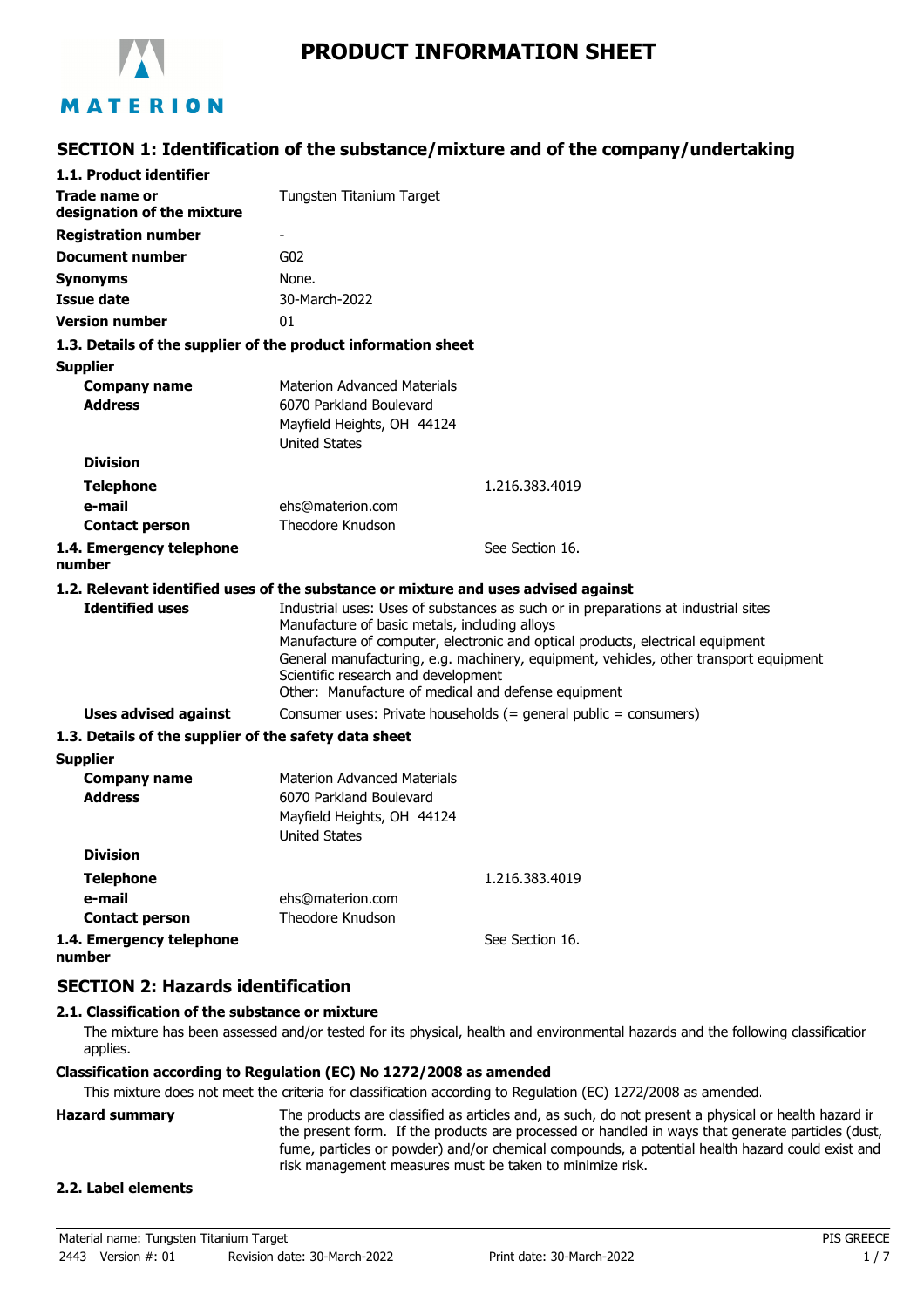# PRODUCT INFORMATION SHEET

## SECTION 1: Identification of the substance/mixture and of the company/undertaking

### 1.1. Product identifier

| | |
|---|---|
| **Trade name or designation of the mixture** | Tungsten Titanium Target |
| **Registration number** | - |
| **Document number** | G02 |
| **Synonyms** | None. |
| **Issue date** | 30-March-2022 |
| **Version number** | 01 |

### 1.3. Details of the supplier of the product information sheet

**Supplier**

| | |
|---|---|
| **Company name** | Materion Advanced Materials |
| **Address** | 6070 Parkland Boulevard<br>Mayfield Heights, OH 44124<br>United States |
| **Division** | |
| **Telephone** | 1.216.383.4019 |
| **e-mail** | ehs@materion.com |
| **Contact person** | Theodore Knudson |

**1.4. Emergency telephone number** See Section 16.

### 1.2. Relevant identified uses of the substance or mixture and uses advised against

**Identified uses**

Industrial uses: Uses of substances as such or in preparations at industrial sites
Manufacture of basic metals, including alloys
Manufacture of computer, electronic and optical products, electrical equipment
General manufacturing, e.g. machinery, equipment, vehicles, other transport equipment
Scientific research and development
Other: Manufacture of medical and defense equipment

**Uses advised against** Consumer uses: Private households (= general public = consumers)

### 1.3. Details of the supplier of the safety data sheet

**Supplier**

| | |
|---|---|
| **Company name** | Materion Advanced Materials |
| **Address** | 6070 Parkland Boulevard<br>Mayfield Heights, OH 44124<br>United States |
| **Division** | |
| **Telephone** | 1.216.383.4019 |
| **e-mail** | ehs@materion.com |
| **Contact person** | Theodore Knudson |

**1.4. Emergency telephone number** See Section 16.

## SECTION 2: Hazards identification

### 2.1. Classification of the substance or mixture

The mixture has been assessed and/or tested for its physical, health and environmental hazards and the following classification applies.

**Classification according to Regulation (EC) No 1272/2008 as amended**

This mixture does not meet the criteria for classification according to Regulation (EC) 1272/2008 as amended.

**Hazard summary** The products are classified as articles and, as such, do not present a physical or health hazard in the present form. If the products are processed or handled in ways that generate particles (dust, fume, particles or powder) and/or chemical compounds, a potential health hazard could exist and risk management measures must be taken to minimize risk.

### 2.2. Label elements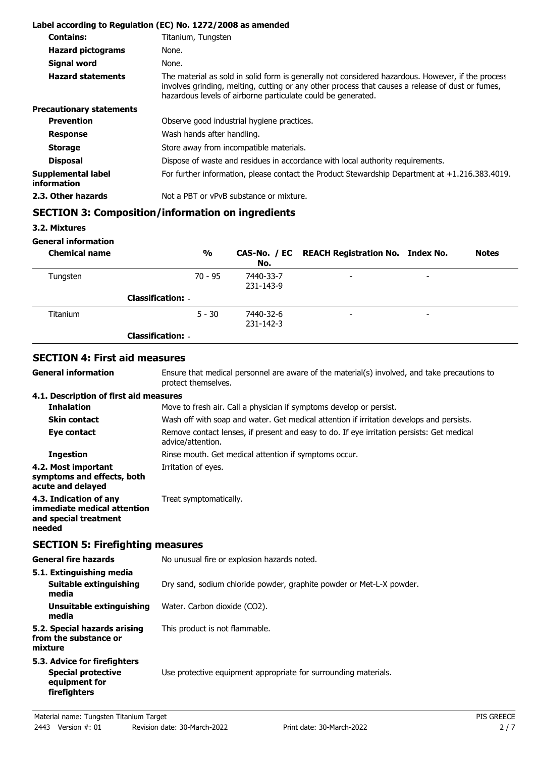**Label according to Regulation (EC) No. 1272/2008 as amended**

| | |
|---|---|
| **Contains:** | Titanium, Tungsten |
| **Hazard pictograms** | None. |
| **Signal word** | None. |
| **Hazard statements** | The material as sold in solid form is generally not considered hazardous. However, if the process involves grinding, melting, cutting or any other process that causes a release of dust or fumes, hazardous levels of airborne particulate could be generated. |

**Precautionary statements**

| | |
|---|---|
| **Prevention** | Observe good industrial hygiene practices. |
| **Response** | Wash hands after handling. |
| **Storage** | Store away from incompatible materials. |
| **Disposal** | Dispose of waste and residues in accordance with local authority requirements. |
| **Supplemental label information** | For further information, please contact the Product Stewardship Department at +1.216.383.4019. |
| **2.3. Other hazards** | Not a PBT or vPvB substance or mixture. |

## SECTION 3: Composition/information on ingredients

### 3.2. Mixtures

**General information**

| Chemical name | % | CAS-No. / EC No. | REACH Registration No. | Index No. | Notes |
|---|---|---|---|---|---|
| Tungsten | 70 - 95 | 7440-33-7 231-143-9 | - | - | |
| **Classification:** - | | | | | |
| Titanium | 5 - 30 | 7440-32-6 231-142-3 | - | - | |
| **Classification:** - | | | | | |

## SECTION 4: First aid measures

| | |
|---|---|
| **General information** | Ensure that medical personnel are aware of the material(s) involved, and take precautions to protect themselves. |

**4.1. Description of first aid measures**

| | |
|---|---|
| **Inhalation** | Move to fresh air. Call a physician if symptoms develop or persist. |
| **Skin contact** | Wash off with soap and water. Get medical attention if irritation develops and persists. |
| **Eye contact** | Remove contact lenses, if present and easy to do. If eye irritation persists: Get medical advice/attention. |
| **Ingestion** | Rinse mouth. Get medical attention if symptoms occur. |
| **4.2. Most important symptoms and effects, both acute and delayed** | Irritation of eyes. |
| **4.3. Indication of any immediate medical attention and special treatment needed** | Treat symptomatically. |

## SECTION 5: Firefighting measures

| | |
|---|---|
| **General fire hazards** | No unusual fire or explosion hazards noted. |

**5.1. Extinguishing media**

| | |
|---|---|
| **Suitable extinguishing media** | Dry sand, sodium chloride powder, graphite powder or Met-L-X powder. |
| **Unsuitable extinguishing media** | Water. Carbon dioxide ($CO_2$). |
| **5.2. Special hazards arising from the substance or mixture** | This product is not flammable. |

**5.3. Advice for firefighters**

| | |
|---|---|
| **Special protective equipment for firefighters** | Use protective equipment appropriate for surrounding materials. |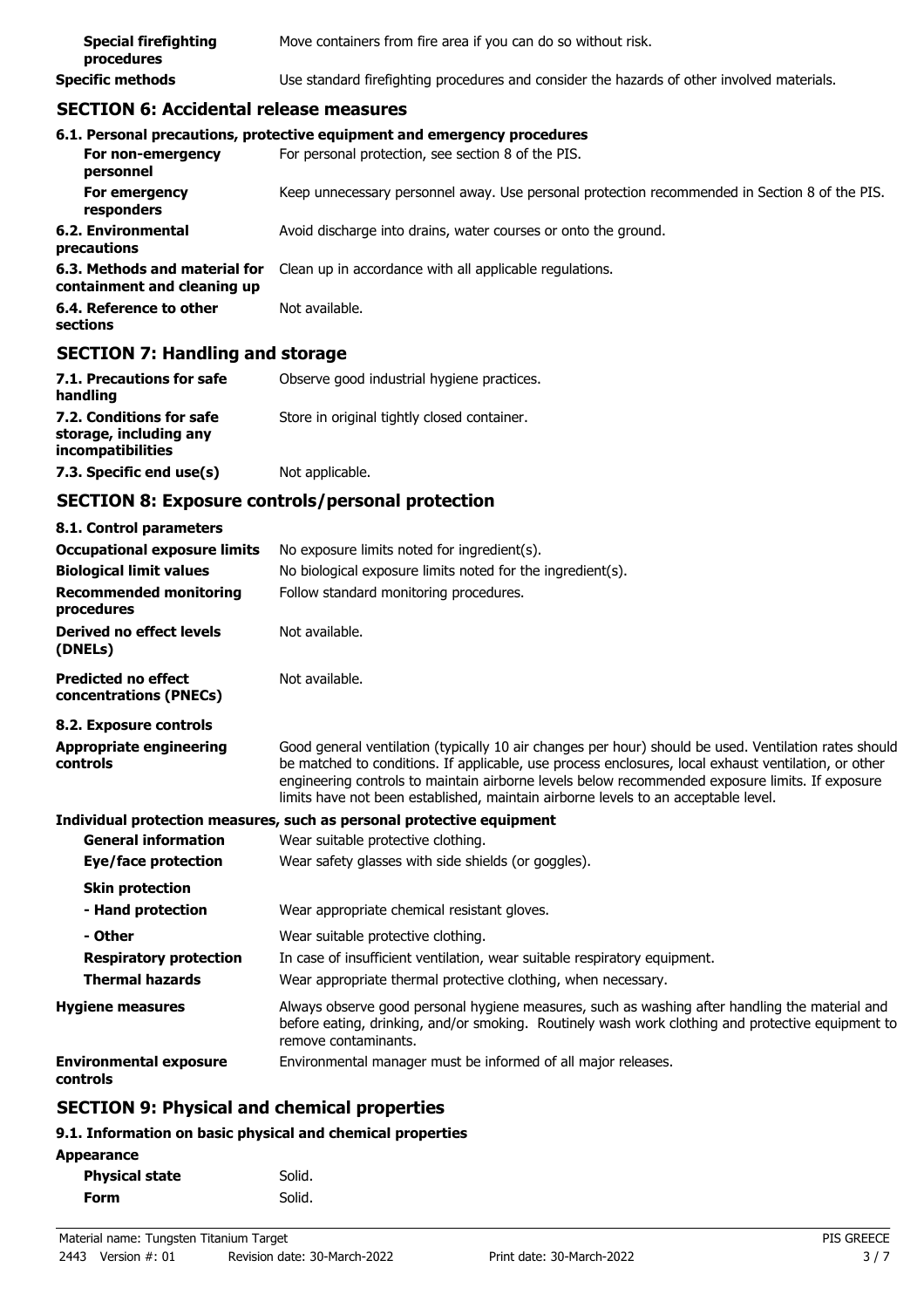| | |
|---|---|
| **Special firefighting procedures** | Move containers from fire area if you can do so without risk. |
| **Specific methods** | Use standard firefighting procedures and consider the hazards of other involved materials. |

## SECTION 6: Accidental release measures

**6.1. Personal precautions, protective equipment and emergency procedures**

| | |
|---|---|
| **For non-emergency personnel** | For personal protection, see section 8 of the PIS. |
| **For emergency responders** | Keep unnecessary personnel away. Use personal protection recommended in Section 8 of the PIS. |
| **6.2. Environmental precautions** | Avoid discharge into drains, water courses or onto the ground. |
| **6.3. Methods and material for containment and cleaning up** | Clean up in accordance with all applicable regulations. |
| **6.4. Reference to other sections** | Not available. |

## SECTION 7: Handling and storage

| | |
|---|---|
| **7.1. Precautions for safe handling** | Observe good industrial hygiene practices. |
| **7.2. Conditions for safe storage, including any incompatibilities** | Store in original tightly closed container. |
| **7.3. Specific end use(s)** | Not applicable. |

## SECTION 8: Exposure controls/personal protection

**8.1. Control parameters**

| | |
|---|---|
| **Occupational exposure limits** | No exposure limits noted for ingredient(s). |
| **Biological limit values** | No biological exposure limits noted for the ingredient(s). |
| **Recommended monitoring procedures** | Follow standard monitoring procedures. |
| **Derived no effect levels (DNELs)** | Not available. |
| **Predicted no effect concentrations (PNECs)** | Not available. |

**8.2. Exposure controls**

| | |
|---|---|
| **Appropriate engineering controls** | Good general ventilation (typically 10 air changes per hour) should be used. Ventilation rates should be matched to conditions. If applicable, use process enclosures, local exhaust ventilation, or other engineering controls to maintain airborne levels below recommended exposure limits. If exposure limits have not been established, maintain airborne levels to an acceptable level. |

**Individual protection measures, such as personal protective equipment**

| | |
|---|---|
| **General information** | Wear suitable protective clothing. |
| **Eye/face protection** | Wear safety glasses with side shields (or goggles). |
| **Skin protection** | |
| **- Hand protection** | Wear appropriate chemical resistant gloves. |
| **- Other** | Wear suitable protective clothing. |
| **Respiratory protection** | In case of insufficient ventilation, wear suitable respiratory equipment. |
| **Thermal hazards** | Wear appropriate thermal protective clothing, when necessary. |
| **Hygiene measures** | Always observe good personal hygiene measures, such as washing after handling the material and before eating, drinking, and/or smoking. Routinely wash work clothing and protective equipment to remove contaminants. |
| **Environmental exposure controls** | Environmental manager must be informed of all major releases. |

## SECTION 9: Physical and chemical properties

**9.1. Information on basic physical and chemical properties**

**Appearance**

| | |
|---|---|
| **Physical state** | Solid. |
| **Form** | Solid. |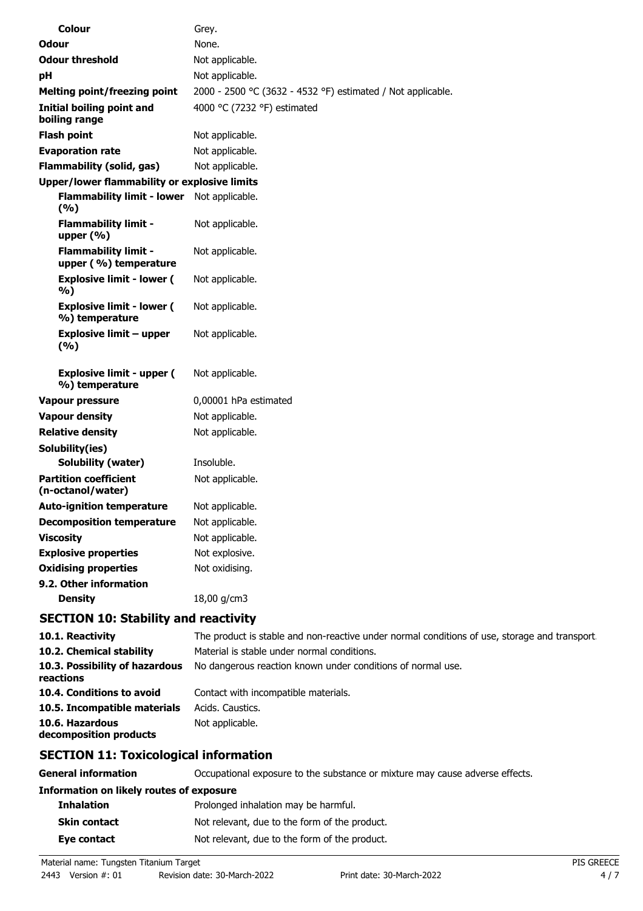| | |
|---|---|
| **Colour** | Grey. |
| **Odour** | None. |
| **Odour threshold** | Not applicable. |
| **pH** | Not applicable. |
| **Melting point/freezing point** | 2000 - 2500 °C (3632 - 4532 °F) estimated / Not applicable. |
| **Initial boiling point and boiling range** | 4000 °C (7232 °F) estimated |
| **Flash point** | Not applicable. |
| **Evaporation rate** | Not applicable. |
| **Flammability (solid, gas)** | Not applicable. |
| **Upper/lower flammability or explosive limits** | |
| **Flammability limit - lower (%)** | Not applicable. |
| **Flammability limit - upper (%)** | Not applicable. |
| **Flammability limit - upper (%) temperature** | Not applicable. |
| **Explosive limit - lower (%)** | Not applicable. |
| **Explosive limit - lower (%) temperature** | Not applicable. |
| **Explosive limit – upper (%)** | Not applicable. |
| **Explosive limit - upper (%) temperature** | Not applicable. |
| **Vapour pressure** | 0,00001 hPa estimated |
| **Vapour density** | Not applicable. |
| **Relative density** | Not applicable. |
| **Solubility(ies)** | |
| **Solubility (water)** | Insoluble. |
| **Partition coefficient (n-octanol/water)** | Not applicable. |
| **Auto-ignition temperature** | Not applicable. |
| **Decomposition temperature** | Not applicable. |
| **Viscosity** | Not applicable. |
| **Explosive properties** | Not explosive. |
| **Oxidising properties** | Not oxidising. |
| **9.2. Other information** | |
| **Density** | 18,00 g/cm3 |

## SECTION 10: Stability and reactivity

| | |
|---|---|
| **10.1. Reactivity** | The product is stable and non-reactive under normal conditions of use, storage and transport. |
| **10.2. Chemical stability** | Material is stable under normal conditions. |
| **10.3. Possibility of hazardous reactions** | No dangerous reaction known under conditions of normal use. |
| **10.4. Conditions to avoid** | Contact with incompatible materials. |
| **10.5. Incompatible materials** | Acids. Caustics. |
| **10.6. Hazardous decomposition products** | Not applicable. |

## SECTION 11: Toxicological information

| | |
|---|---|
| **General information** | Occupational exposure to the substance or mixture may cause adverse effects. |
| **Information on likely routes of exposure** | |
| **Inhalation** | Prolonged inhalation may be harmful. |
| **Skin contact** | Not relevant, due to the form of the product. |
| **Eye contact** | Not relevant, due to the form of the product. |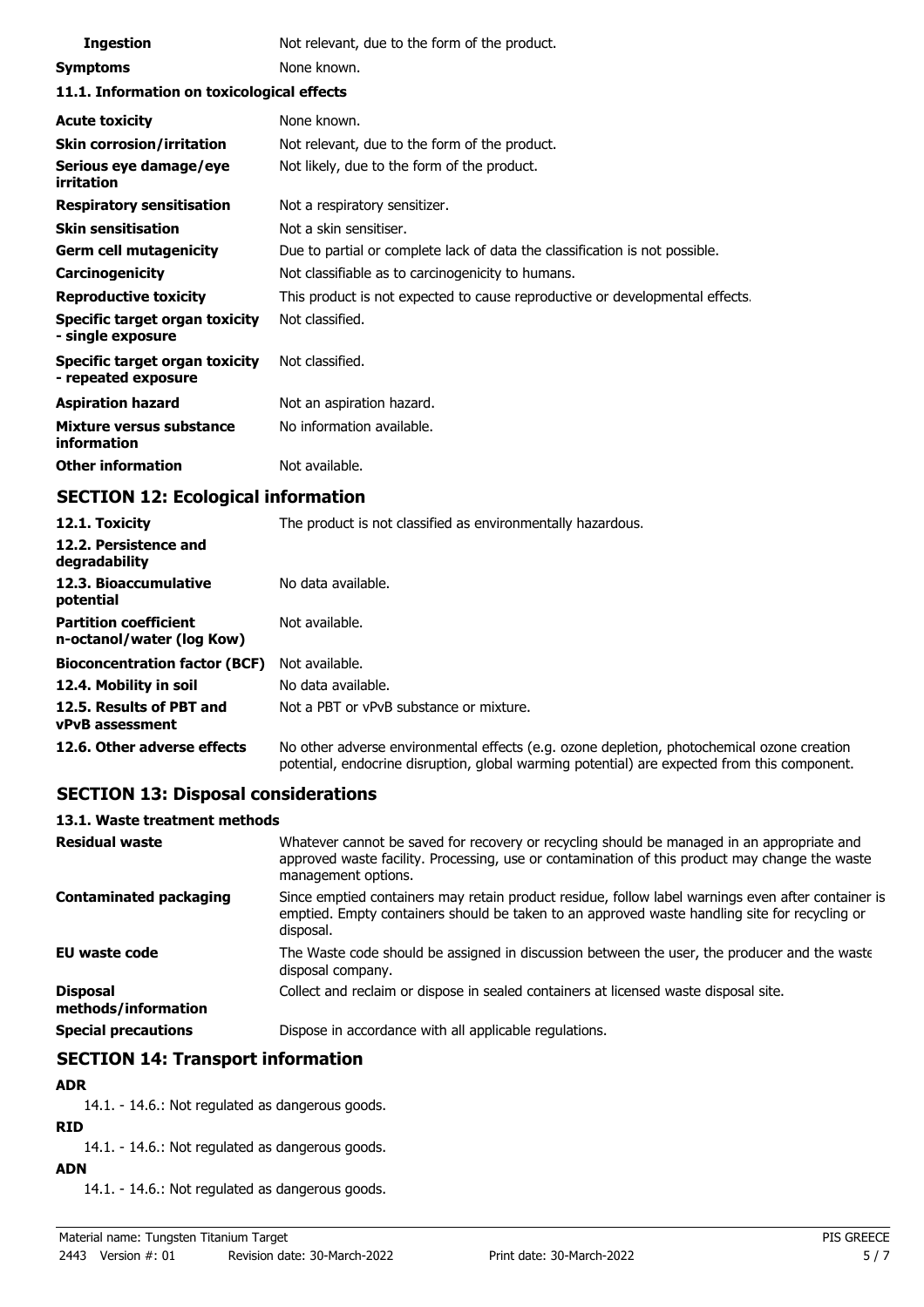| | |
|---|---|
| **Ingestion** | Not relevant, due to the form of the product. |
| **Symptoms** | None known. |

### 11.1. Information on toxicological effects

| | |
|---|---|
| **Acute toxicity** | None known. |
| **Skin corrosion/irritation** | Not relevant, due to the form of the product. |
| **Serious eye damage/eye irritation** | Not likely, due to the form of the product. |
| **Respiratory sensitisation** | Not a respiratory sensitizer. |
| **Skin sensitisation** | Not a skin sensitiser. |
| **Germ cell mutagenicity** | Due to partial or complete lack of data the classification is not possible. |
| **Carcinogenicity** | Not classifiable as to carcinogenicity to humans. |
| **Reproductive toxicity** | This product is not expected to cause reproductive or developmental effects. |
| **Specific target organ toxicity - single exposure** | Not classified. |
| **Specific target organ toxicity - repeated exposure** | Not classified. |
| **Aspiration hazard** | Not an aspiration hazard. |
| **Mixture versus substance information** | No information available. |
| **Other information** | Not available. |

## SECTION 12: Ecological information

| | |
|---|---|
| **12.1. Toxicity** | The product is not classified as environmentally hazardous. |
| **12.2. Persistence and degradability** | |
| **12.3. Bioaccumulative potential** | No data available. |
| **Partition coefficient n-octanol/water (log Kow)** | Not available. |
| **Bioconcentration factor (BCF)** | Not available. |
| **12.4. Mobility in soil** | No data available. |
| **12.5. Results of PBT and vPvB assessment** | Not a PBT or vPvB substance or mixture. |
| **12.6. Other adverse effects** | No other adverse environmental effects (e.g. ozone depletion, photochemical ozone creation potential, endocrine disruption, global warming potential) are expected from this component. |

## SECTION 13: Disposal considerations

### 13.1. Waste treatment methods

| | |
|---|---|
| **Residual waste** | Whatever cannot be saved for recovery or recycling should be managed in an appropriate and approved waste facility. Processing, use or contamination of this product may change the waste management options. |
| **Contaminated packaging** | Since emptied containers may retain product residue, follow label warnings even after container is emptied. Empty containers should be taken to an approved waste handling site for recycling or disposal. |
| **EU waste code** | The Waste code should be assigned in discussion between the user, the producer and the waste disposal company. |
| **Disposal methods/information** | Collect and reclaim or dispose in sealed containers at licensed waste disposal site. |
| **Special precautions** | Dispose in accordance with all applicable regulations. |

## SECTION 14: Transport information

**ADR**

14.1. - 14.6.: Not regulated as dangerous goods.

**RID**

14.1. - 14.6.: Not regulated as dangerous goods.

**ADN**

14.1. - 14.6.: Not regulated as dangerous goods.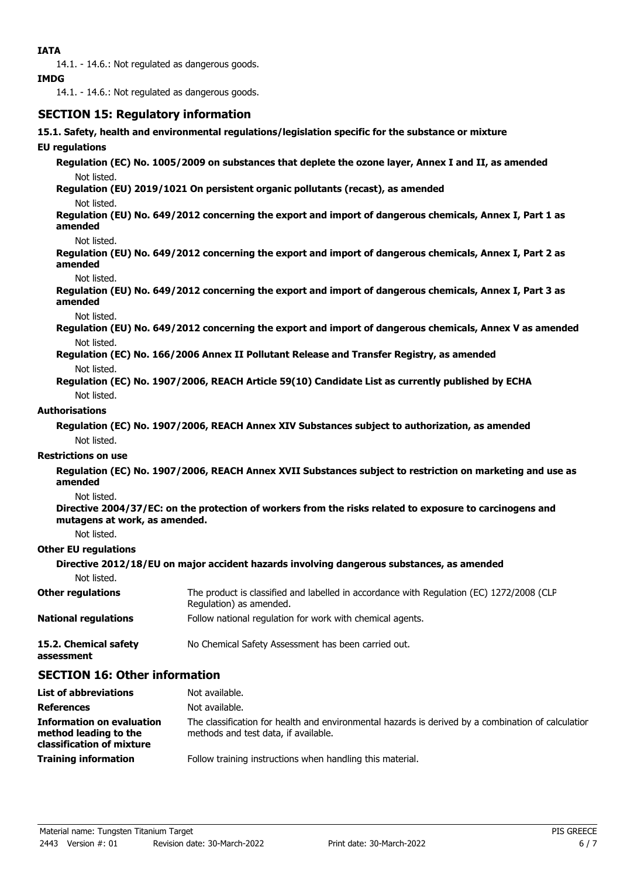**IATA**

14.1. - 14.6.: Not regulated as dangerous goods.

**IMDG**

14.1. - 14.6.: Not regulated as dangerous goods.

## SECTION 15: Regulatory information

**15.1. Safety, health and environmental regulations/legislation specific for the substance or mixture**

**EU regulations**

**Regulation (EC) No. 1005/2009 on substances that deplete the ozone layer, Annex I and II, as amended**

Not listed.

**Regulation (EU) 2019/1021 On persistent organic pollutants (recast), as amended**

Not listed.

**Regulation (EU) No. 649/2012 concerning the export and import of dangerous chemicals, Annex I, Part 1 as amended**

Not listed.

**Regulation (EU) No. 649/2012 concerning the export and import of dangerous chemicals, Annex I, Part 2 as amended**

Not listed.

**Regulation (EU) No. 649/2012 concerning the export and import of dangerous chemicals, Annex I, Part 3 as amended**

Not listed.

**Regulation (EU) No. 649/2012 concerning the export and import of dangerous chemicals, Annex V as amended**

Not listed.

**Regulation (EC) No. 166/2006 Annex II Pollutant Release and Transfer Registry, as amended**

Not listed.

**Regulation (EC) No. 1907/2006, REACH Article 59(10) Candidate List as currently published by ECHA**

Not listed.

**Authorisations**

**Regulation (EC) No. 1907/2006, REACH Annex XIV Substances subject to authorization, as amended**

Not listed.

**Restrictions on use**

**Regulation (EC) No. 1907/2006, REACH Annex XVII Substances subject to restriction on marketing and use as amended**

Not listed.

**Directive 2004/37/EC: on the protection of workers from the risks related to exposure to carcinogens and mutagens at work, as amended.**

Not listed.

**Other EU regulations**

**Directive 2012/18/EU on major accident hazards involving dangerous substances, as amended**

Not listed.

| | |
|---|---|
| **Other regulations** | The product is classified and labelled in accordance with Regulation (EC) 1272/2008 (CLP Regulation) as amended. |
| **National regulations** | Follow national regulation for work with chemical agents. |
| **15.2. Chemical safety assessment** | No Chemical Safety Assessment has been carried out. |

## SECTION 16: Other information

| | |
|---|---|
| **List of abbreviations** | Not available. |
| **References** | Not available. |
| **Information on evaluation method leading to the classification of mixture** | The classification for health and environmental hazards is derived by a combination of calculation methods and test data, if available. |
| **Training information** | Follow training instructions when handling this material. |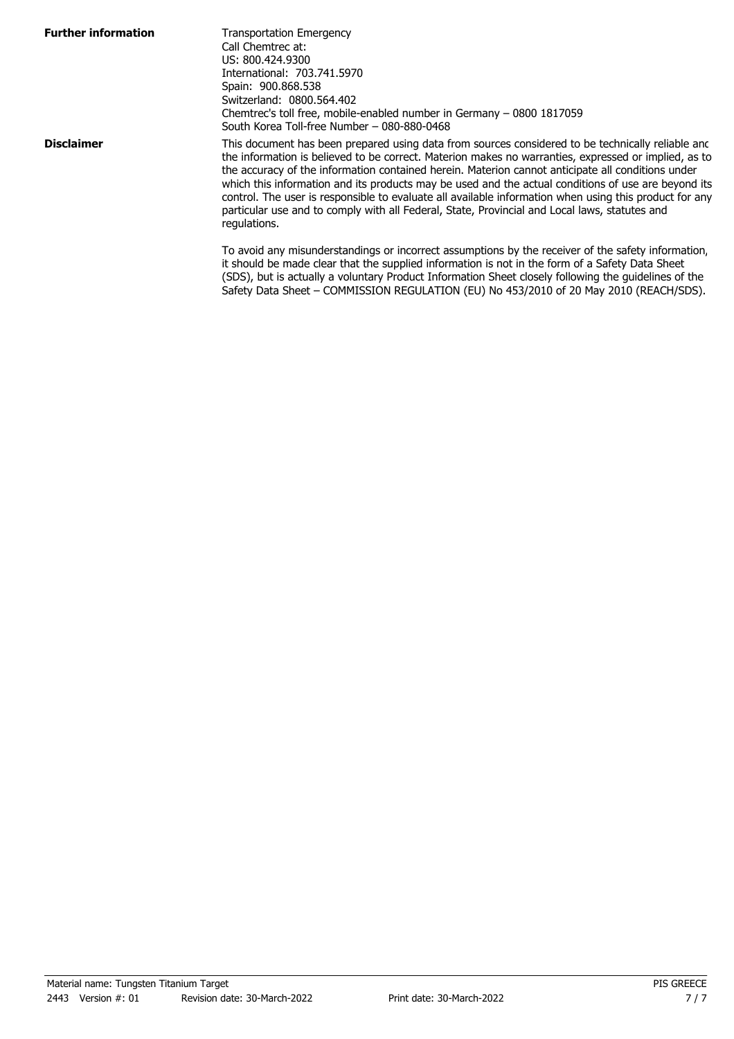**Further information**

Transportation Emergency
Call Chemtrec at:
US: 800.424.9300
International: 703.741.5970
Spain: 900.868.538
Switzerland: 0800.564.402
Chemtrec's toll free, mobile-enabled number in Germany – 0800 1817059
South Korea Toll-free Number – 080-880-0468

**Disclaimer**

This document has been prepared using data from sources considered to be technically reliable and the information is believed to be correct. Materion makes no warranties, expressed or implied, as to the accuracy of the information contained herein. Materion cannot anticipate all conditions under which this information and its products may be used and the actual conditions of use are beyond its control. The user is responsible to evaluate all available information when using this product for any particular use and to comply with all Federal, State, Provincial and Local laws, statutes and regulations.

To avoid any misunderstandings or incorrect assumptions by the receiver of the safety information, it should be made clear that the supplied information is not in the form of a Safety Data Sheet (SDS), but is actually a voluntary Product Information Sheet closely following the guidelines of the Safety Data Sheet – COMMISSION REGULATION (EU) No 453/2010 of 20 May 2010 (REACH/SDS).